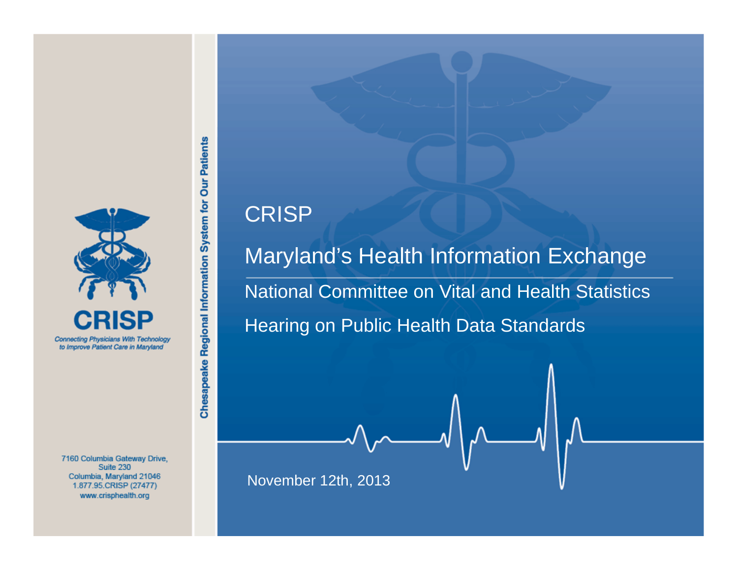# CRISP

## Maryland's Health Information Exchange

National Committee on Vital and Health Statistics

Hearing on Public Health Data Standards

November 12th, 2013

**CRISP**

*Connecting Physicians With Technology to Improve Patient Care in Maryland*

**Chesapeake Regional Information System for Our Patients**

7160 Columbia Gateway Drive, Suite 230
Columbia, Maryland 21046
1.877.95.CRISP (27477)
www.crisphealth.org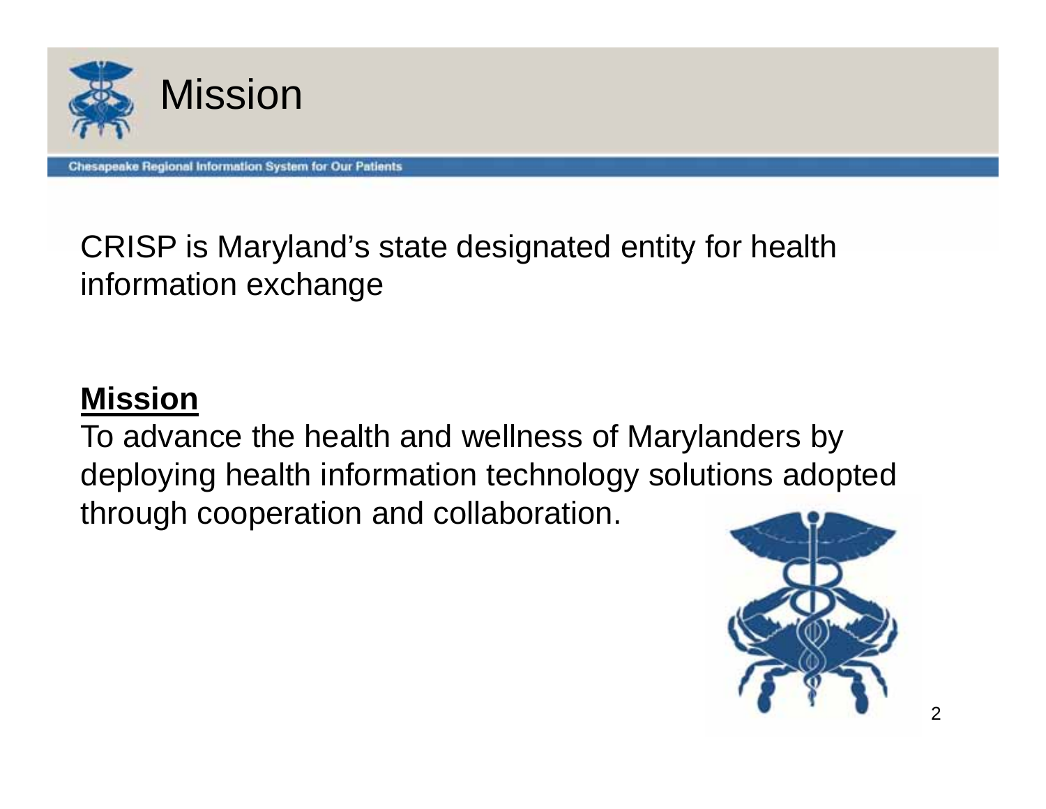# Mission

Chesapeake Regional Information System for Our Patients

CRISP is Maryland's state designated entity for health information exchange

**Mission**

To advance the health and wellness of Marylanders by deploying health information technology solutions adopted through cooperation and collaboration.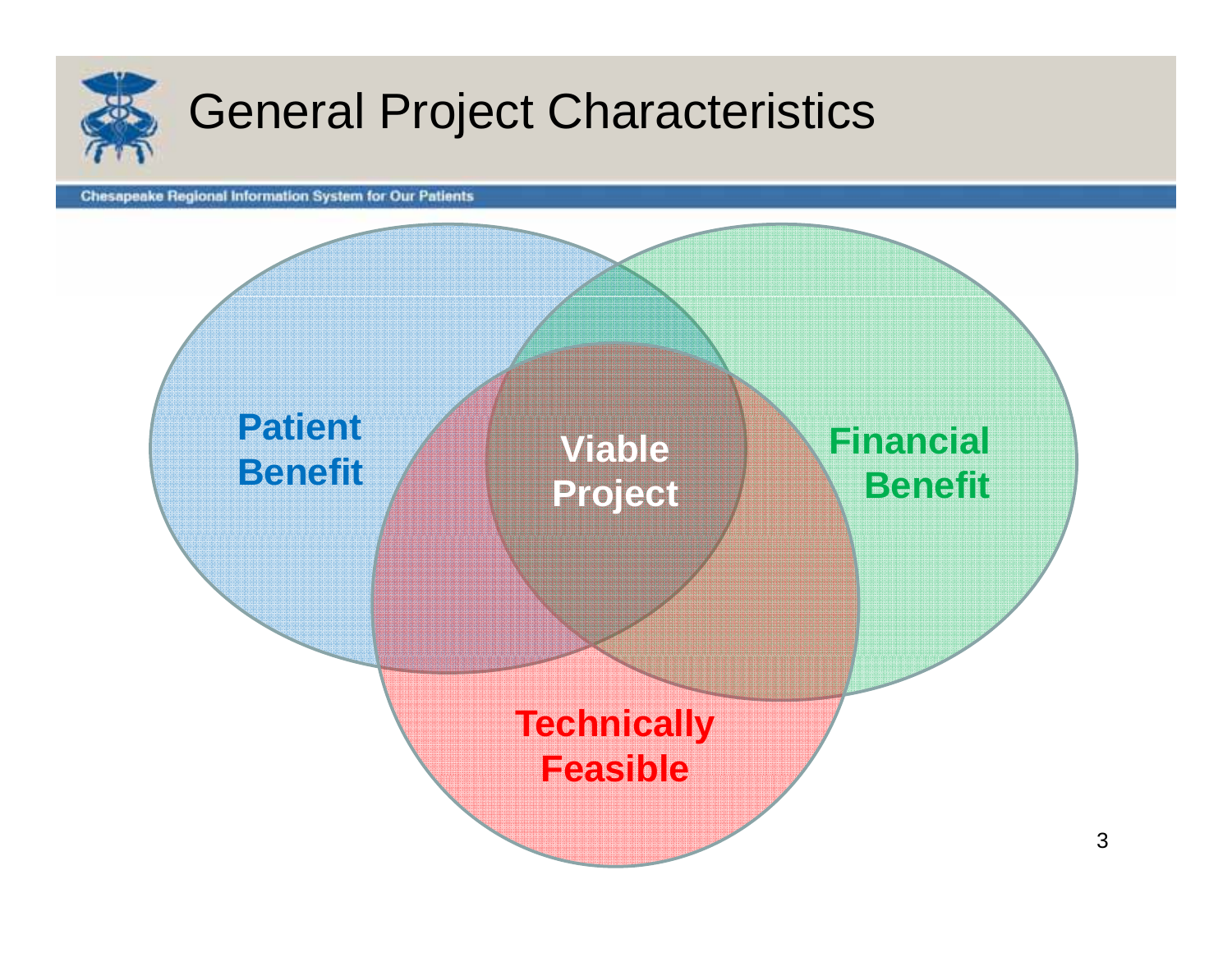# General Project Characteristics

Chesapeake Regional Information System for Our Patients

Patient Benefit

Financial Benefit

Technically Feasible

Viable Project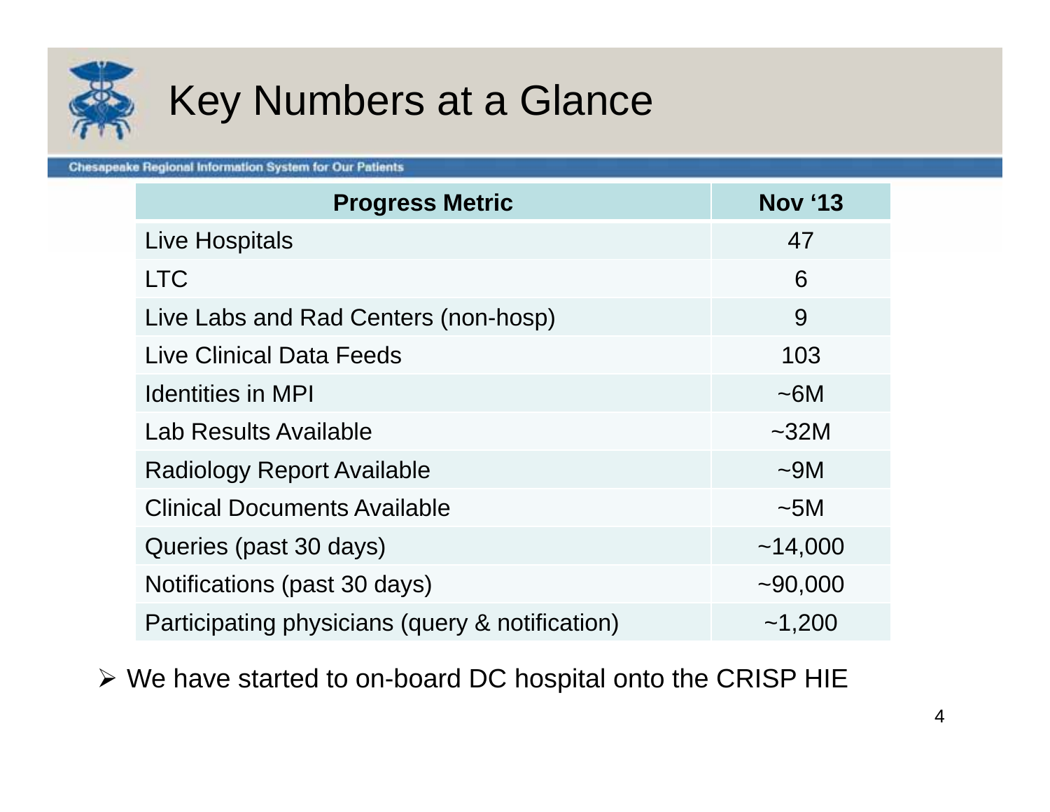# Key Numbers at a Glance

Chesapeake Regional Information System for Our Patients

| Progress Metric | Nov '13 |
| --- | --- |
| Live Hospitals | 47 |
| LTC | 6 |
| Live Labs and Rad Centers (non-hosp) | 9 |
| Live Clinical Data Feeds | 103 |
| Identities in MPI | ~6M |
| Lab Results Available | ~32M |
| Radiology Report Available | ~9M |
| Clinical Documents Available | ~5M |
| Queries (past 30 days) | ~14,000 |
| Notifications (past 30 days) | ~90,000 |
| Participating physicians (query & notification) | ~1,200 |

- We have started to on-board DC hospital onto the CRISP HIE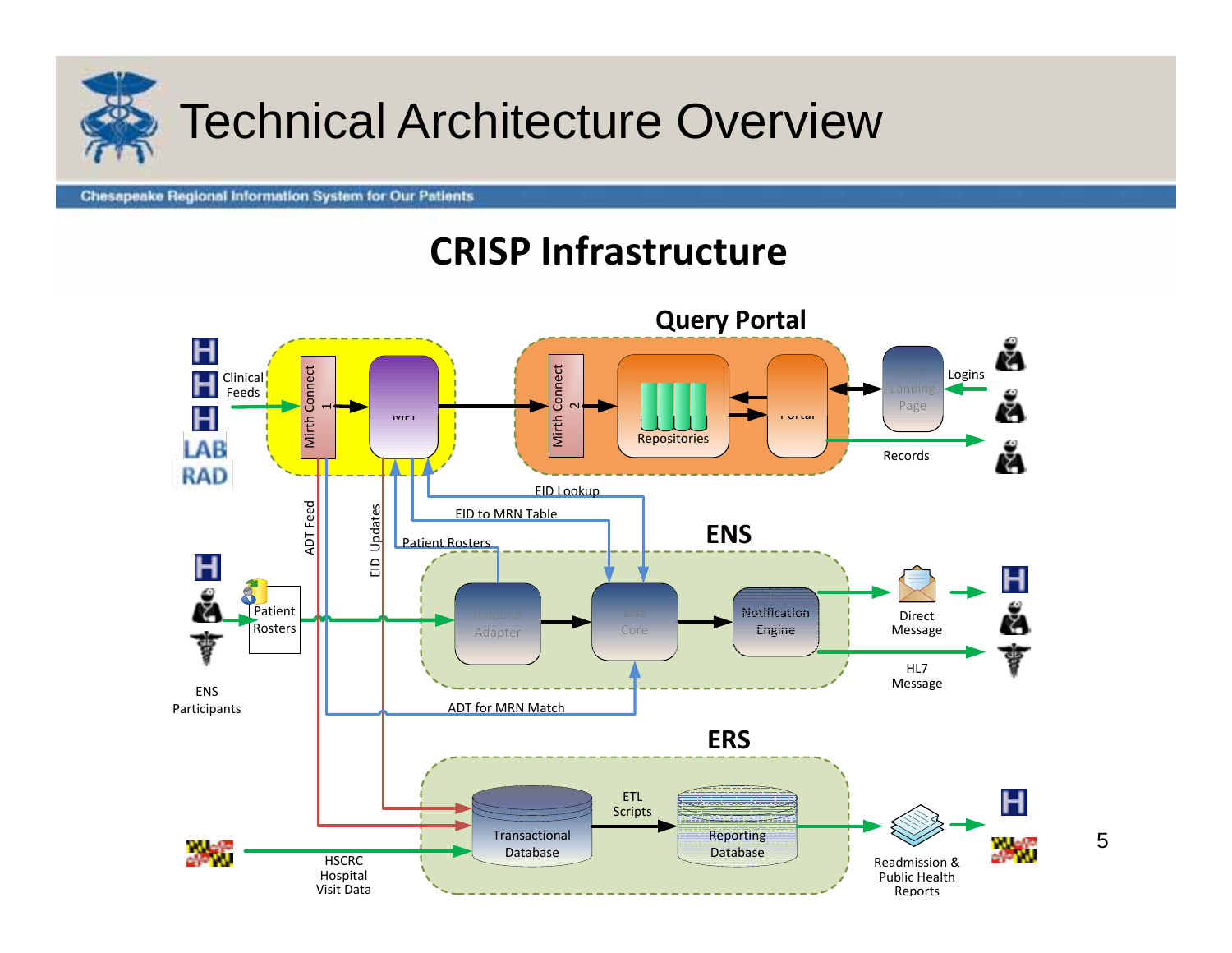# Technical Architecture Overview

Chesapeake Regional Information System for Our Patients

## CRISP Infrastructure

### Query Portal

Clinical Feeds

Mirth Connect 1

MPI

Mirth Connect 2

Repositories

Portal

Landing Page

Logins

Records

LAB

RAD

ADT Feed

EID Updates

EID Lookup

EID to MRN Table

Patient Rosters

### ENS

Patient Rosters

ENS Participants

Inbound Adapter

ENS Core

Notification Engine

Direct Message

HL7 Message

ADT for MRN Match

### ERS

Transactional Database

ETL Scripts

Reporting Database

HSCRC Hospital Visit Data

Readmission & Public Health Reports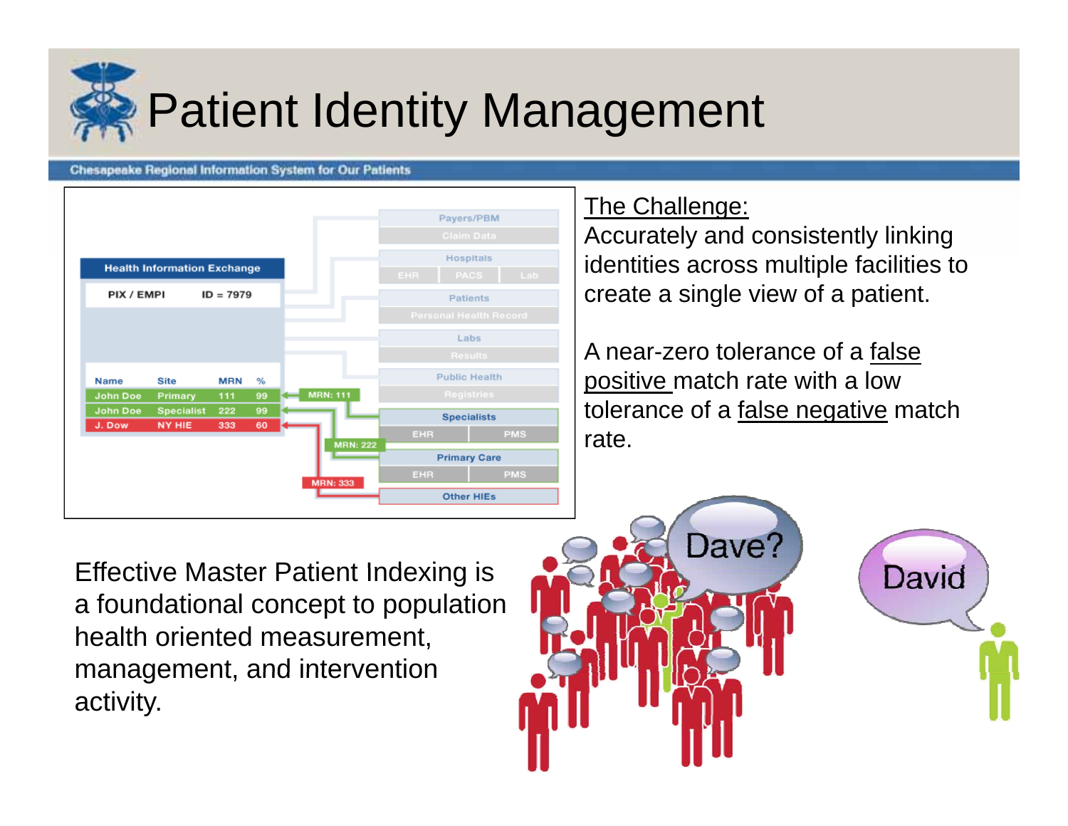# Patient Identity Management

Chesapeake Regional Information System for Our Patients

**Health Information Exchange**

PIX / EMPI  ID = 7979

| Name | Site | MRN | % |
| --- | --- | --- | --- |
| John Doe | Primary | 111 | 99 |
| John Doe | Specialist | 222 | 99 |
| J. Dow | NY HIE | 333 | 60 |

MRN: 111
MRN: 222
MRN: 333

Payers/PBM – Claim Data
Hospitals – EHR, PACS, Lab
Patients – Personal Health Record
Labs – Results
Public Health – Registries
Specialists – EHR, PMS
Primary Care – EHR, PMS
Other HIEs

The Challenge:
Accurately and consistently linking identities across multiple facilities to create a single view of a patient.

A near-zero tolerance of a false positive match rate with a low tolerance of a false negative match rate.

Effective Master Patient Indexing is a foundational concept to population health oriented measurement, management, and intervention activity.

Dave?

David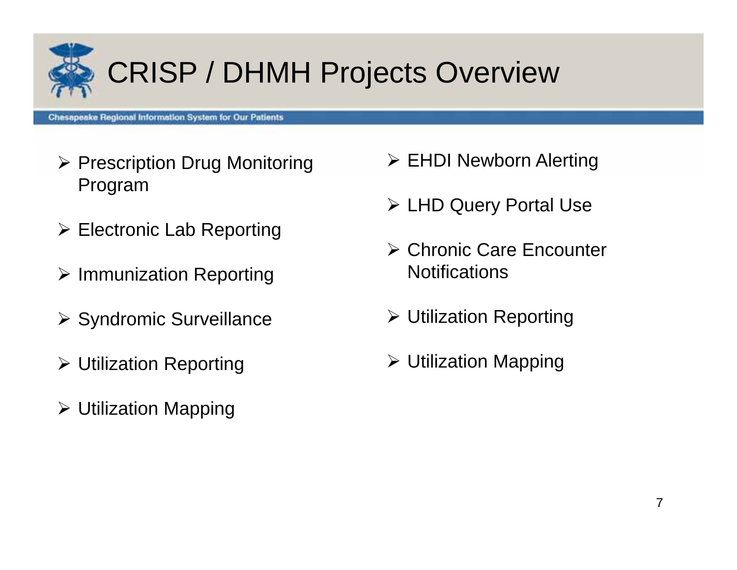# CRISP / DHMH Projects Overview

Chesapeake Regional Information System for Our Patients

- Prescription Drug Monitoring Program
- Electronic Lab Reporting
- Immunization Reporting
- Syndromic Surveillance
- Utilization Reporting
- Utilization Mapping
- EHDI Newborn Alerting
- LHD Query Portal Use
- Chronic Care Encounter Notifications
- Utilization Reporting
- Utilization Mapping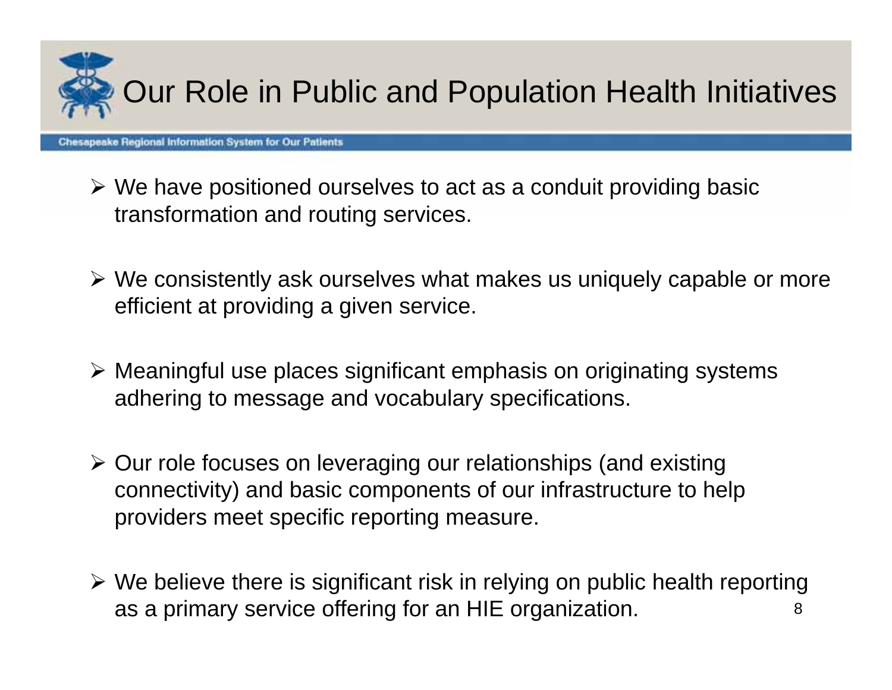# Our Role in Public and Population Health Initiatives

Chesapeake Regional Information System for Our Patients

- We have positioned ourselves to act as a conduit providing basic transformation and routing services.
- We consistently ask ourselves what makes us uniquely capable or more efficient at providing a given service.
- Meaningful use places significant emphasis on originating systems adhering to message and vocabulary specifications.
- Our role focuses on leveraging our relationships (and existing connectivity) and basic components of our infrastructure to help providers meet specific reporting measure.
- We believe there is significant risk in relying on public health reporting as a primary service offering for an HIE organization.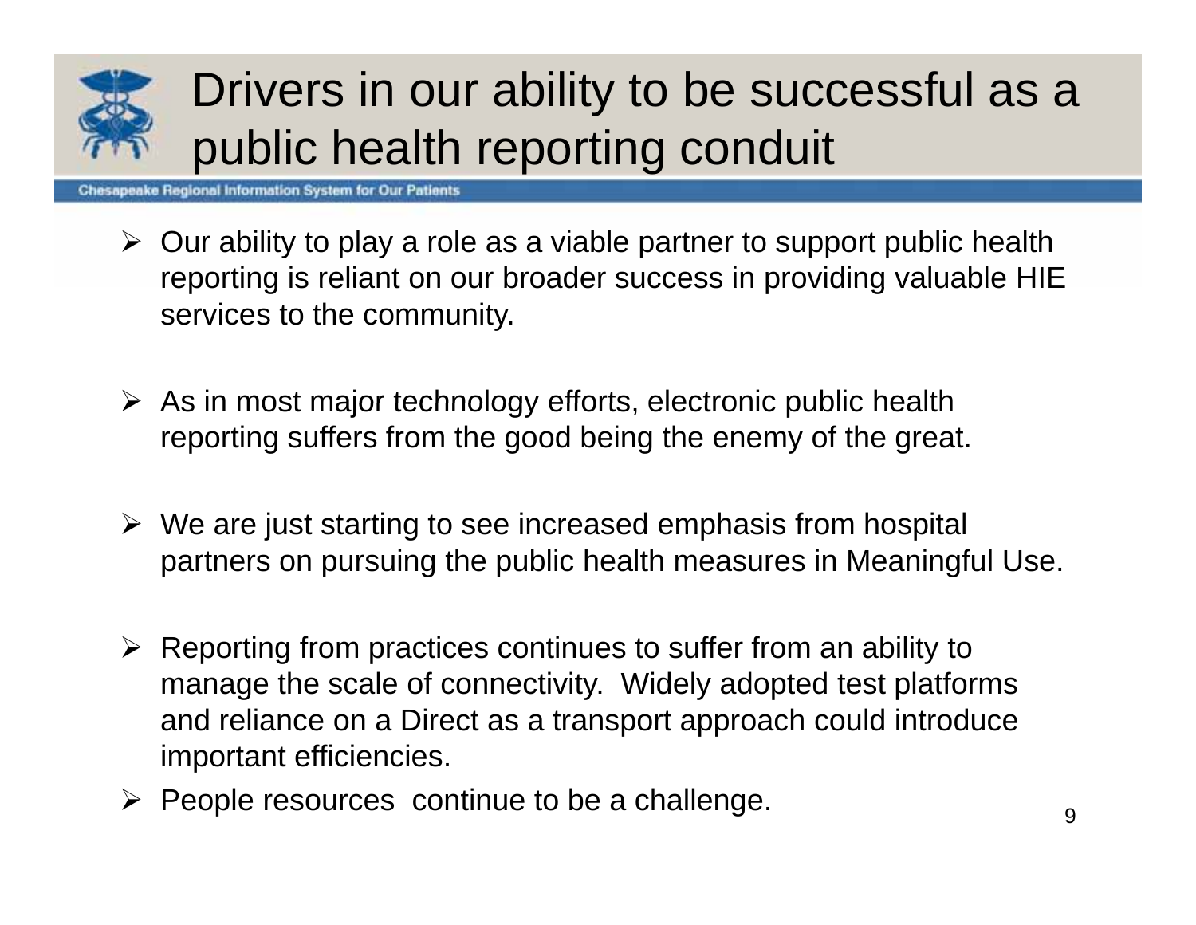# Drivers in our ability to be successful as a public health reporting conduit

Chesapeake Regional Information System for Our Patients

- Our ability to play a role as a viable partner to support public health reporting is reliant on our broader success in providing valuable HIE services to the community.
- As in most major technology efforts, electronic public health reporting suffers from the good being the enemy of the great.
- We are just starting to see increased emphasis from hospital partners on pursuing the public health measures in Meaningful Use.
- Reporting from practices continues to suffer from an ability to manage the scale of connectivity. Widely adopted test platforms and reliance on a Direct as a transport approach could introduce important efficiencies.
- People resources continue to be a challenge.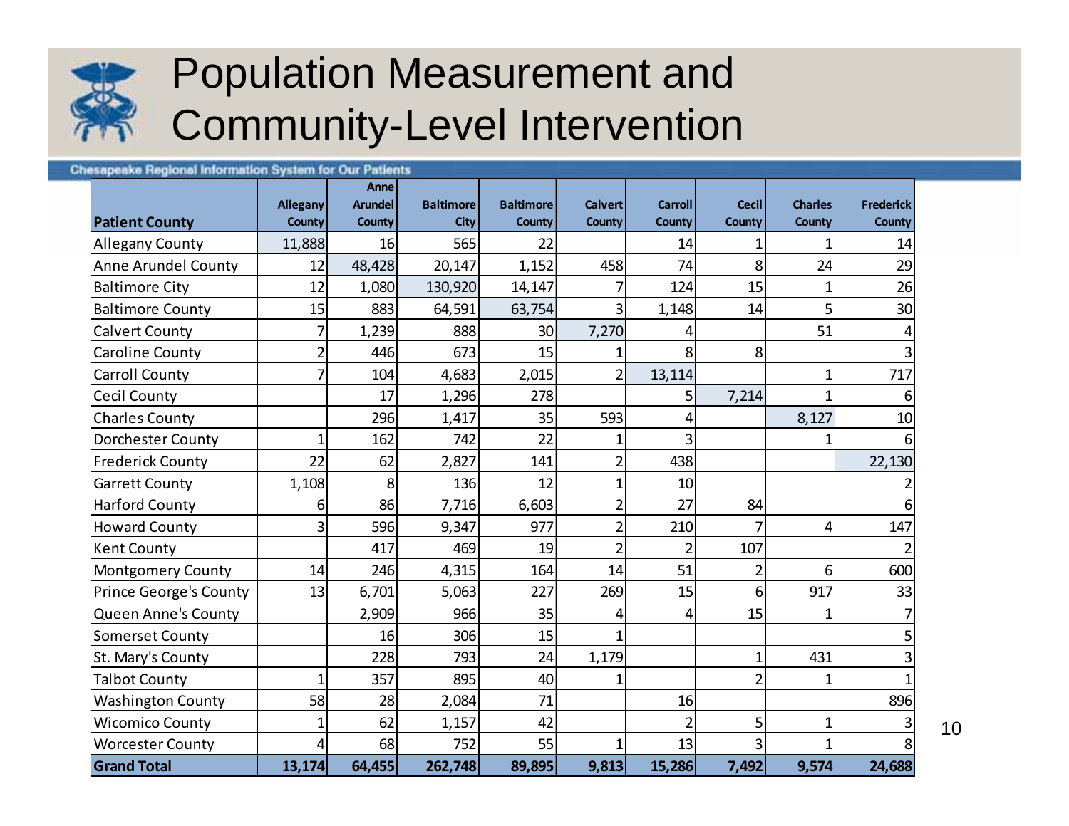# Population Measurement and Community-Level Intervention

Chesapeake Regional Information System for Our Patients

| Patient County | Allegany County | Anne Arundel County | Baltimore City | Baltimore County | Calvert County | Carroll County | Cecil County | Charles County | Frederick County |
|---|---|---|---|---|---|---|---|---|---|
| Allegany County | 11,888 | 16 | 565 | 22 | | 14 | 1 | 1 | 14 |
| Anne Arundel County | 12 | 48,428 | 20,147 | 1,152 | 458 | 74 | 8 | 24 | 29 |
| Baltimore City | 12 | 1,080 | 130,920 | 14,147 | 7 | 124 | 15 | 1 | 26 |
| Baltimore County | 15 | 883 | 64,591 | 63,754 | 3 | 1,148 | 14 | 5 | 30 |
| Calvert County | 7 | 1,239 | 888 | 30 | 7,270 | 4 | | 51 | 4 |
| Caroline County | 2 | 446 | 673 | 15 | 1 | 8 | 8 | | 3 |
| Carroll County | 7 | 104 | 4,683 | 2,015 | 2 | 13,114 | | 1 | 717 |
| Cecil County | | 17 | 1,296 | 278 | | 5 | 7,214 | 1 | 6 |
| Charles County | | 296 | 1,417 | 35 | 593 | 4 | | 8,127 | 10 |
| Dorchester County | 1 | 162 | 742 | 22 | 1 | 3 | | 1 | 6 |
| Frederick County | 22 | 62 | 2,827 | 141 | 2 | 438 | | | 22,130 |
| Garrett County | 1,108 | 8 | 136 | 12 | 1 | 10 | | | 2 |
| Harford County | 6 | 86 | 7,716 | 6,603 | 2 | 27 | 84 | | 6 |
| Howard County | 3 | 596 | 9,347 | 977 | 2 | 210 | 7 | 4 | 147 |
| Kent County | | 417 | 469 | 19 | 2 | 2 | 107 | | 2 |
| Montgomery County | 14 | 246 | 4,315 | 164 | 14 | 51 | 2 | 6 | 600 |
| Prince George's County | 13 | 6,701 | 5,063 | 227 | 269 | 15 | 6 | 917 | 33 |
| Queen Anne's County | | 2,909 | 966 | 35 | 4 | 4 | 15 | 1 | 7 |
| Somerset County | | 16 | 306 | 15 | 1 | | | | 5 |
| St. Mary's County | | 228 | 793 | 24 | 1,179 | | 1 | 431 | 3 |
| Talbot County | 1 | 357 | 895 | 40 | 1 | | 2 | 1 | 1 |
| Washington County | 58 | 28 | 2,084 | 71 | | 16 | | | 896 |
| Wicomico County | 1 | 62 | 1,157 | 42 | | 2 | 5 | 1 | 3 |
| Worcester County | 4 | 68 | 752 | 55 | 1 | 13 | 3 | 1 | 8 |
| **Grand Total** | **13,174** | **64,455** | **262,748** | **89,895** | **9,813** | **15,286** | **7,492** | **9,574** | **24,688** |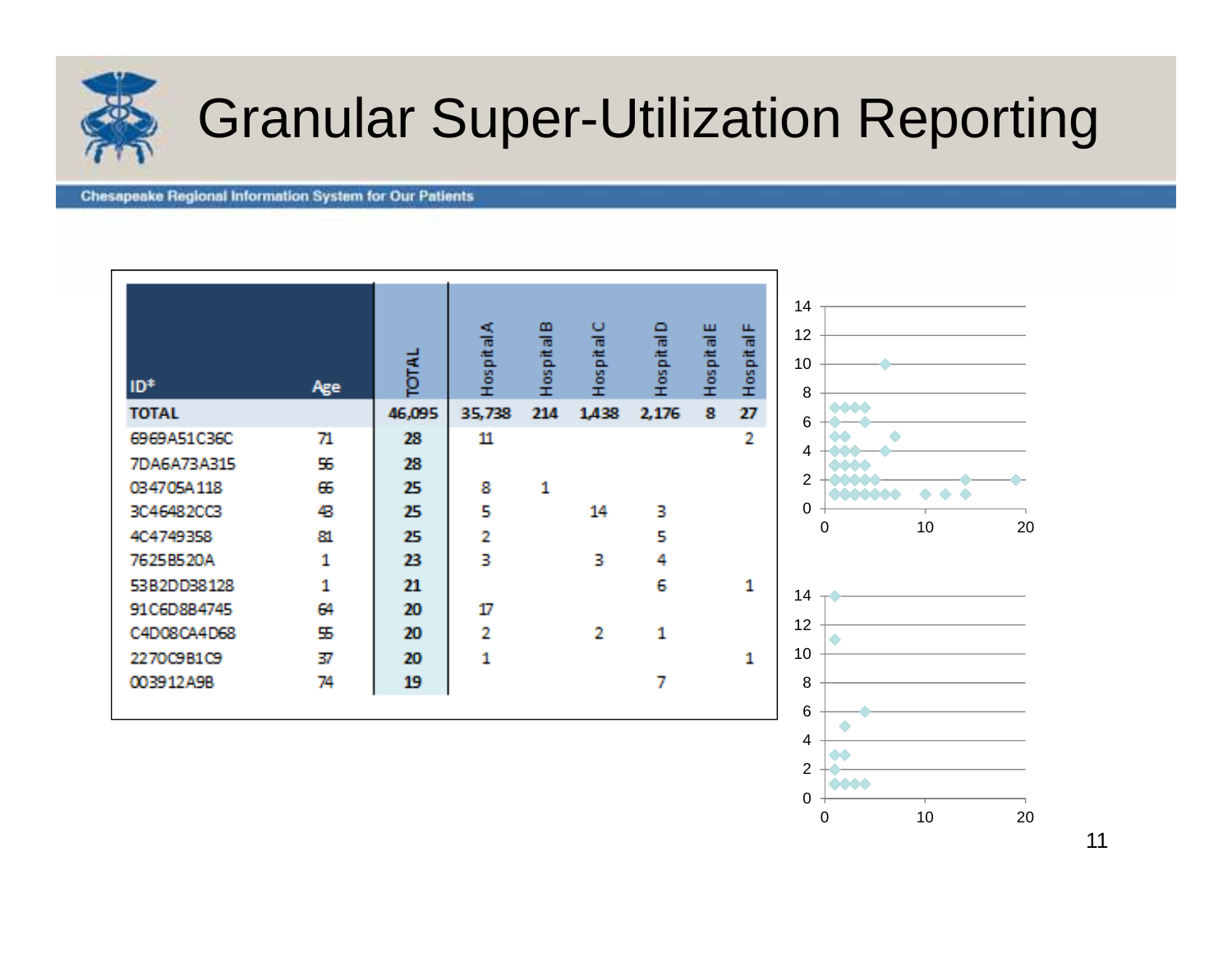# Granular Super-Utilization Reporting

| ID* | Age | TOTAL | Hospital A | Hospital B | Hospital C | Hospital D | Hospital E | Hospital F |
|---|---|---|---|---|---|---|---|---|
| **TOTAL** | | **46,095** | **35,738** | **214** | **1,438** | **2,176** | **8** | **27** |
| 6969A51C36C | 71 | **28** | 11 | | | | | 2 |
| 7DA6A73A315 | 56 | **28** | | | | | | |
| 034705A118 | 66 | **25** | 8 | 1 | | | | |
| 3C46482CC3 | 43 | **25** | 5 | | 14 | 3 | | |
| 4C4749358 | 81 | **25** | 2 | | | 5 | | |
| 7625B520A | 1 | **23** | 3 | | 3 | 4 | | |
| 53B2DD38128 | 1 | **21** | | | | 6 | | 1 |
| 91C6D8B4745 | 64 | **20** | 17 | | | | | |
| C4D08CA4D68 | 55 | **20** | 2 | | 2 | 1 | | |
| 2270C9B1C9 | 37 | **20** | 1 | | | | | 1 |
| 003912A9B | 74 | **19** | | | | 7 | | |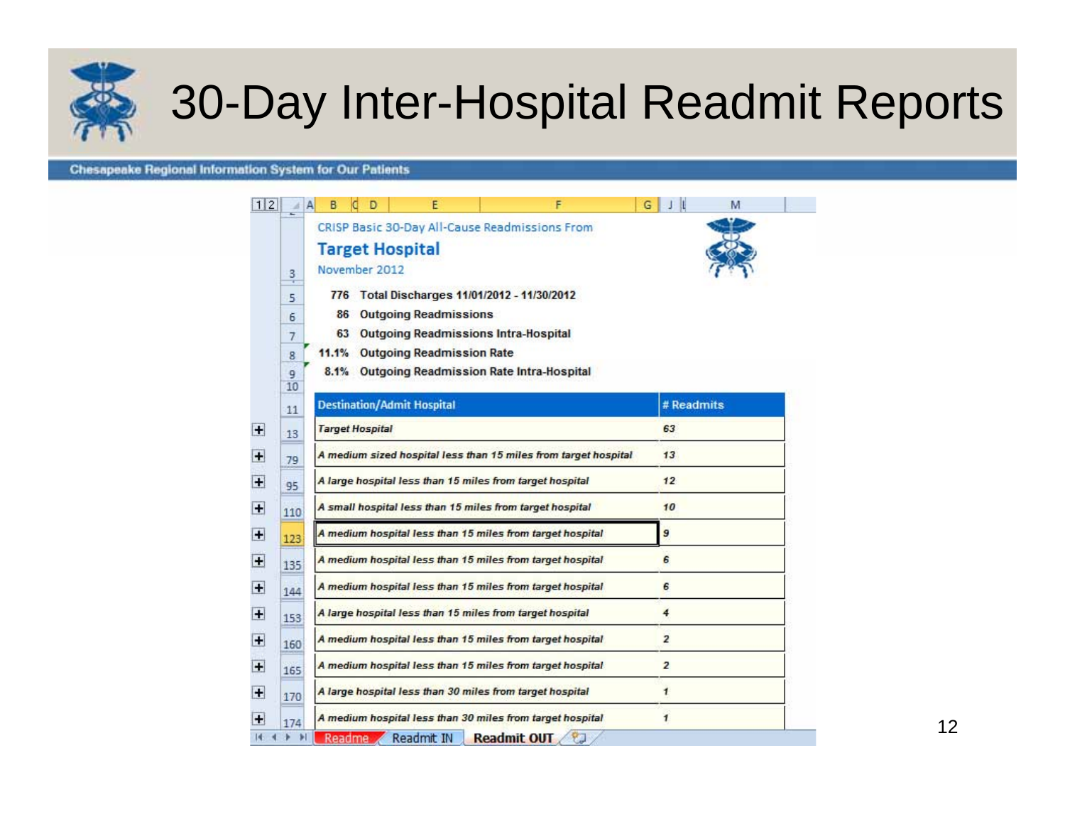# 30-Day Inter-Hospital Readmit Reports

Chesapeake Regional Information System for Our Patients

CRISP Basic 30-Day All-Cause Readmissions From

**Target Hospital**

November 2012

| | |
|---|---|
| 776 | Total Discharges 11/01/2012 - 11/30/2012 |
| 86 | Outgoing Readmissions |
| 63 | Outgoing Readmissions Intra-Hospital |
| 11.1% | Outgoing Readmission Rate |
| 8.1% | Outgoing Readmission Rate Intra-Hospital |

| Destination/Admit Hospital | # Readmits |
|---|---|
| *Target Hospital* | *63* |
| *A medium sized hospital less than 15 miles from target hospital* | *13* |
| *A large hospital less than 15 miles from target hospital* | *12* |
| *A small hospital less than 15 miles from target hospital* | *10* |
| *A medium hospital less than 15 miles from target hospital* | *9* |
| *A medium hospital less than 15 miles from target hospital* | *6* |
| *A medium hospital less than 15 miles from target hospital* | *6* |
| *A large hospital less than 15 miles from target hospital* | *4* |
| *A medium hospital less than 15 miles from target hospital* | *2* |
| *A medium hospital less than 15 miles from target hospital* | *2* |
| *A large hospital less than 30 miles from target hospital* | *1* |
| *A medium hospital less than 30 miles from target hospital* | *1* |

Readme | Readmit IN | **Readmit OUT**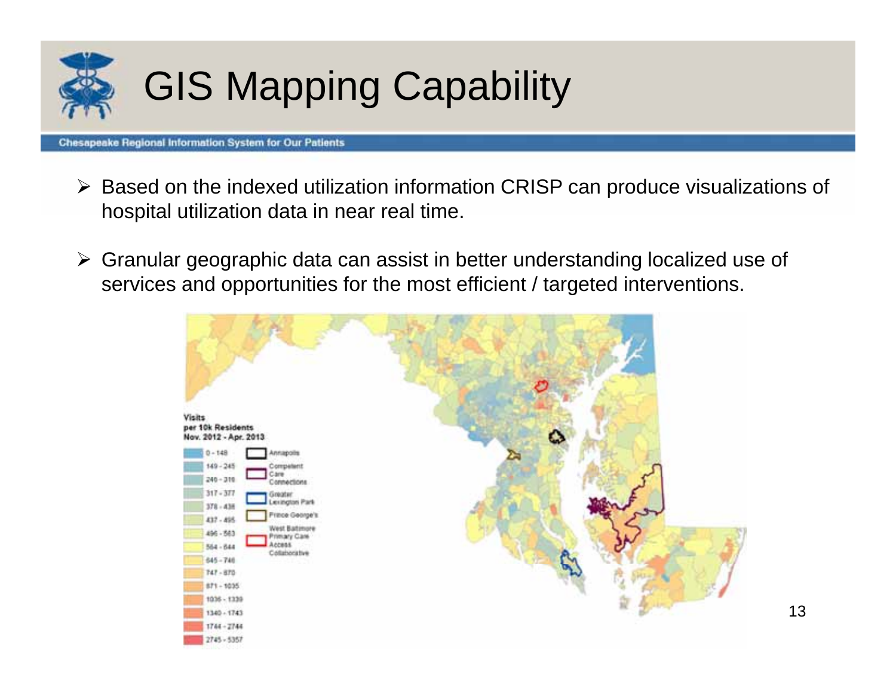# GIS Mapping Capability

- Based on the indexed utilization information CRISP can produce visualizations of hospital utilization data in near real time.
- Granular geographic data can assist in better understanding localized use of services and opportunities for the most efficient / targeted interventions.

Visits per 10k Residents Nov. 2012 - Apr. 2013

| Visits per 10k Residents | Outlined Areas |
|---|---|
| 0 - 148 | Annapolis |
| 149 - 245 | Competent Care Connections |
| 246 - 316 | Greater Lexington Park |
| 317 - 377 | Prince George's |
| 378 - 436 | West Baltimore Primary Care Access Collaborative |
| 437 - 495 | |
| 496 - 563 | |
| 564 - 644 | |
| 645 - 746 | |
| 747 - 870 | |
| 871 - 1035 | |
| 1036 - 1339 | |
| 1340 - 1743 | |
| 1744 - 2744 | |
| 2745 - 5357 | |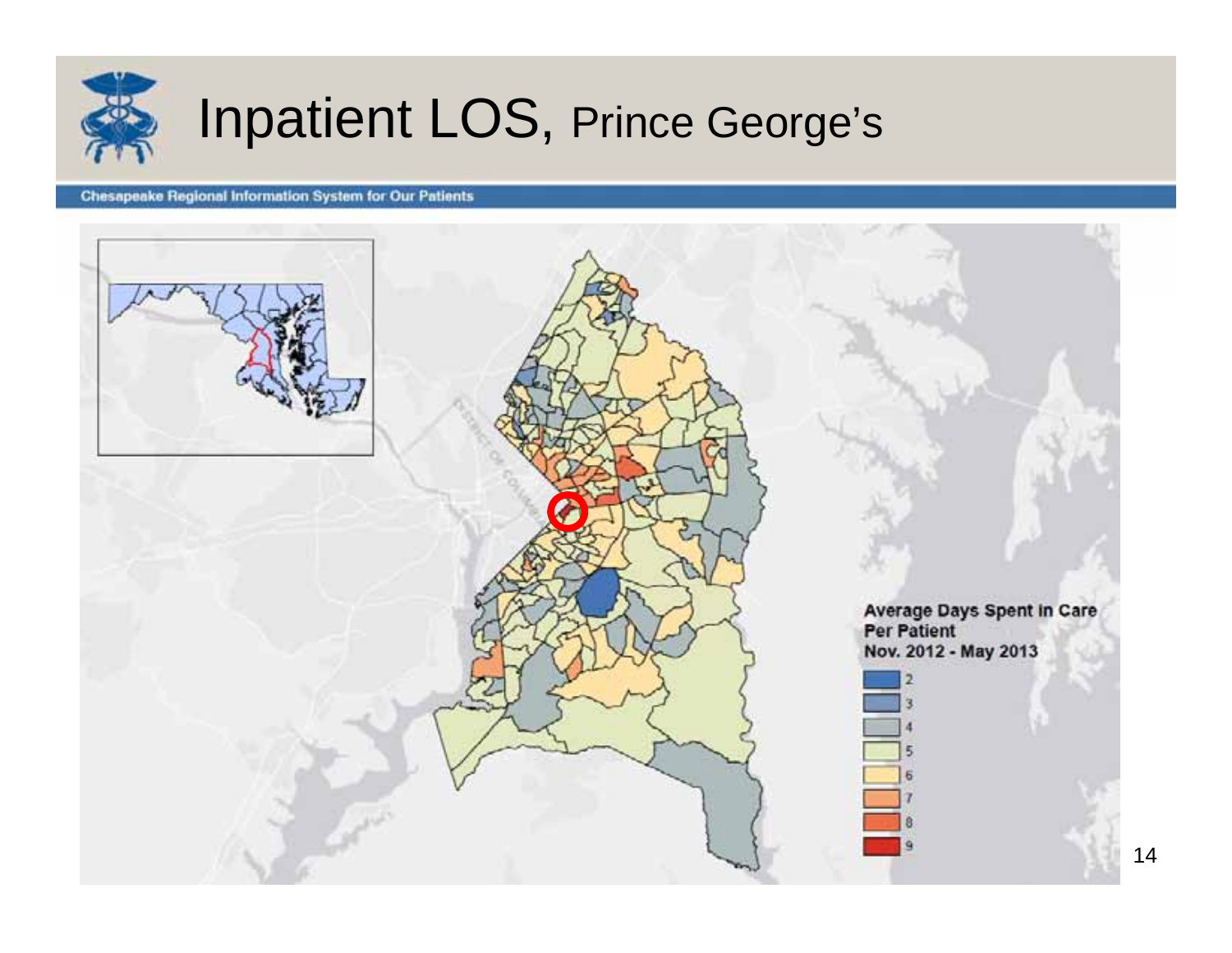# Inpatient LOS, Prince George's

Chesapeake Regional Information System for Our Patients

Average Days Spent in Care Per Patient
Nov. 2012 - May 2013

2
3
4
5
6
7
8
9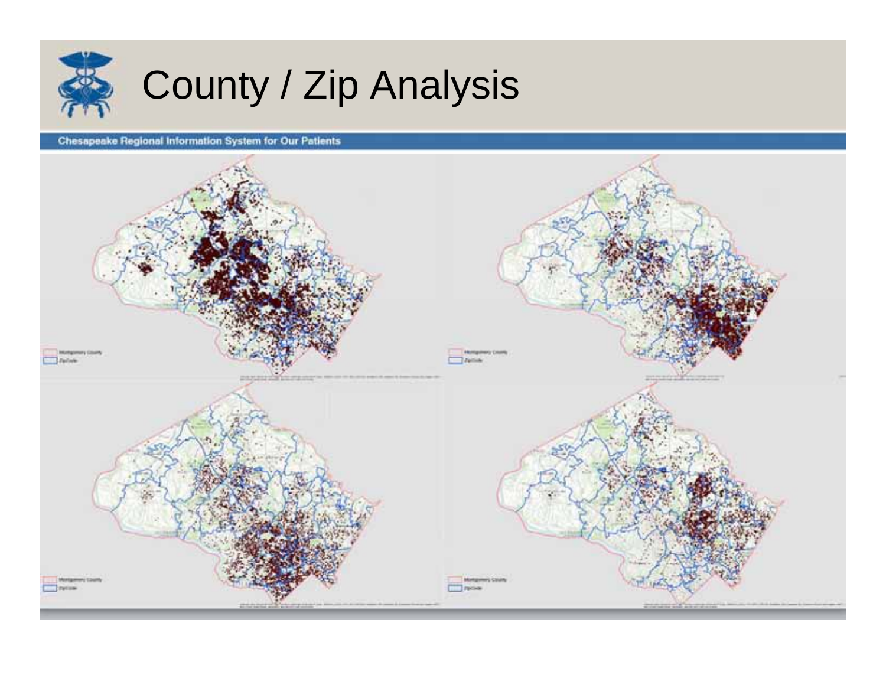# County / Zip Analysis

**Chesapeake Regional Information System for Our Patients**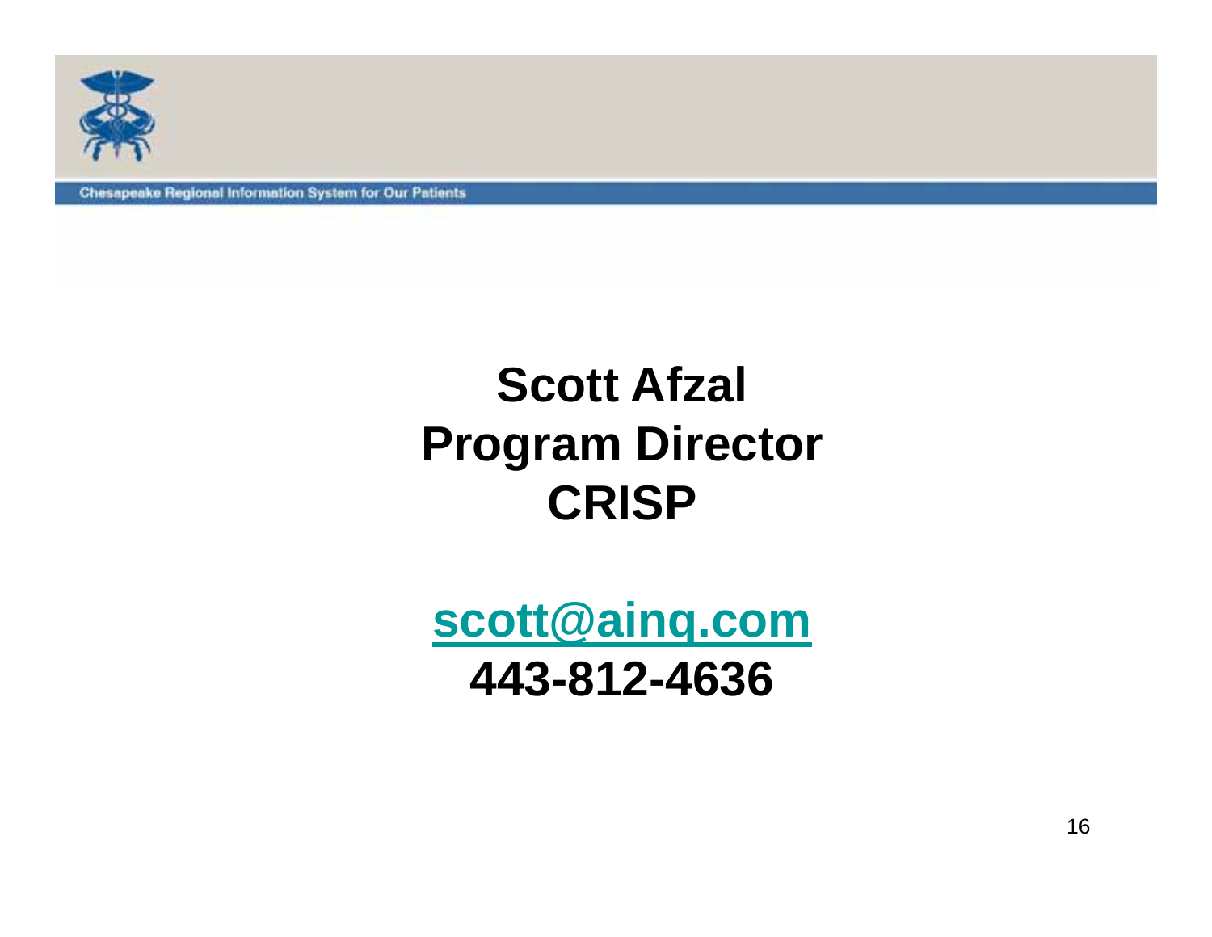Chesapeake Regional Information System for Our Patients

**Scott Afzal**
**Program Director**
**CRISP**

**[scott@ainq.com](mailto:scott@ainq.com)**
**443-812-4636**